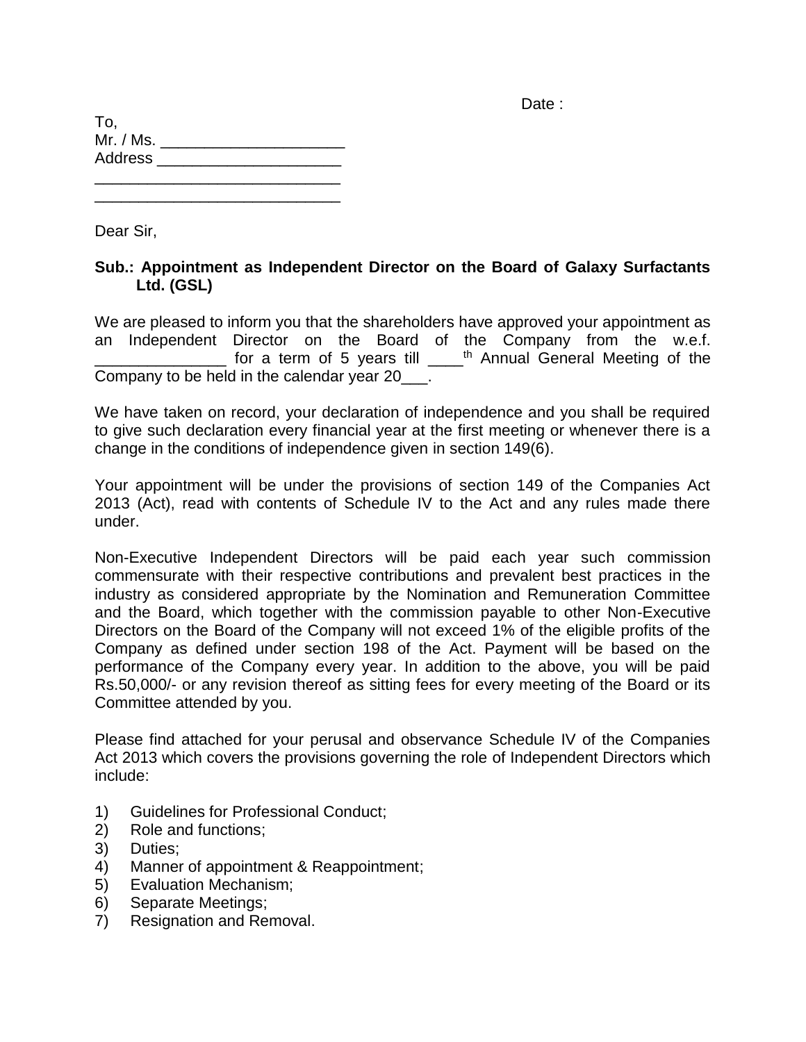Date :

To,
Mr. / Ms. ____________________
Address ____________________
____________________________
____________________________

Dear Sir,

**Sub.: Appointment as Independent Director on the Board of Galaxy Surfactants Ltd. (GSL)**

We are pleased to inform you that the shareholders have approved your appointment as an Independent Director on the Board of the Company from the w.e.f. _______________ for a term of 5 years till ____th Annual General Meeting of the Company to be held in the calendar year 20___.

We have taken on record, your declaration of independence and you shall be required to give such declaration every financial year at the first meeting or whenever there is a change in the conditions of independence given in section 149(6).

Your appointment will be under the provisions of section 149 of the Companies Act 2013 (Act), read with contents of Schedule IV to the Act and any rules made there under.

Non-Executive Independent Directors will be paid each year such commission commensurate with their respective contributions and prevalent best practices in the industry as considered appropriate by the Nomination and Remuneration Committee and the Board, which together with the commission payable to other Non-Executive Directors on the Board of the Company will not exceed 1% of the eligible profits of the Company as defined under section 198 of the Act. Payment will be based on the performance of the Company every year. In addition to the above, you will be paid Rs.50,000/- or any revision thereof as sitting fees for every meeting of the Board or its Committee attended by you.

Please find attached for your perusal and observance Schedule IV of the Companies Act 2013 which covers the provisions governing the role of Independent Directors which include:

1) Guidelines for Professional Conduct;
2) Role and functions;
3) Duties;
4) Manner of appointment & Reappointment;
5) Evaluation Mechanism;
6) Separate Meetings;
7) Resignation and Removal.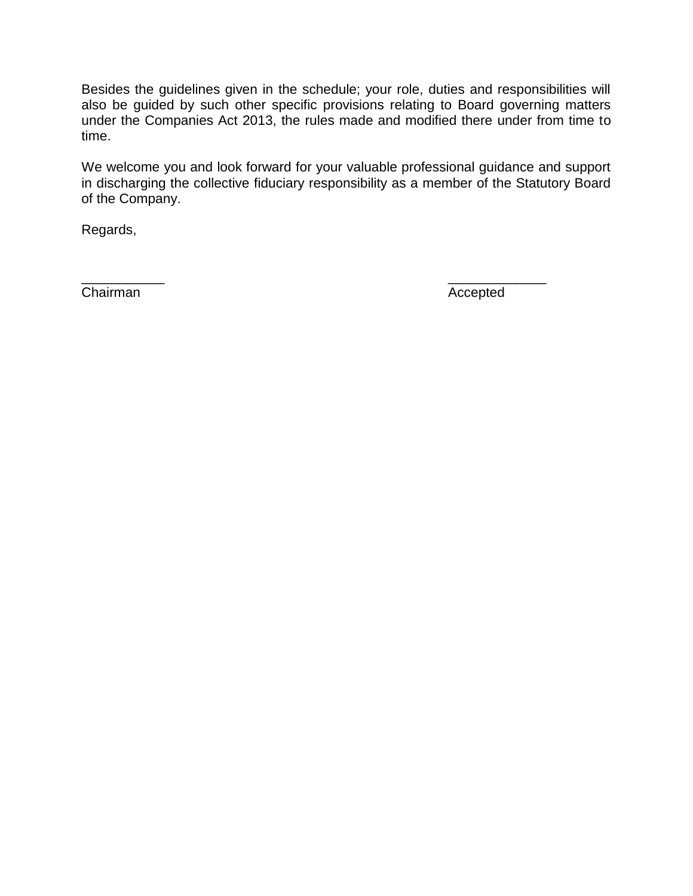Besides the guidelines given in the schedule; your role, duties and responsibilities will also be guided by such other specific provisions relating to Board governing matters under the Companies Act 2013, the rules made and modified there under from time to time.

We welcome you and look forward for your valuable professional guidance and support in discharging the collective fiduciary responsibility as a member of the Statutory Board of the Company.

Regards,

| ___________ | _____________ |
|---|---|
| Chairman | Accepted |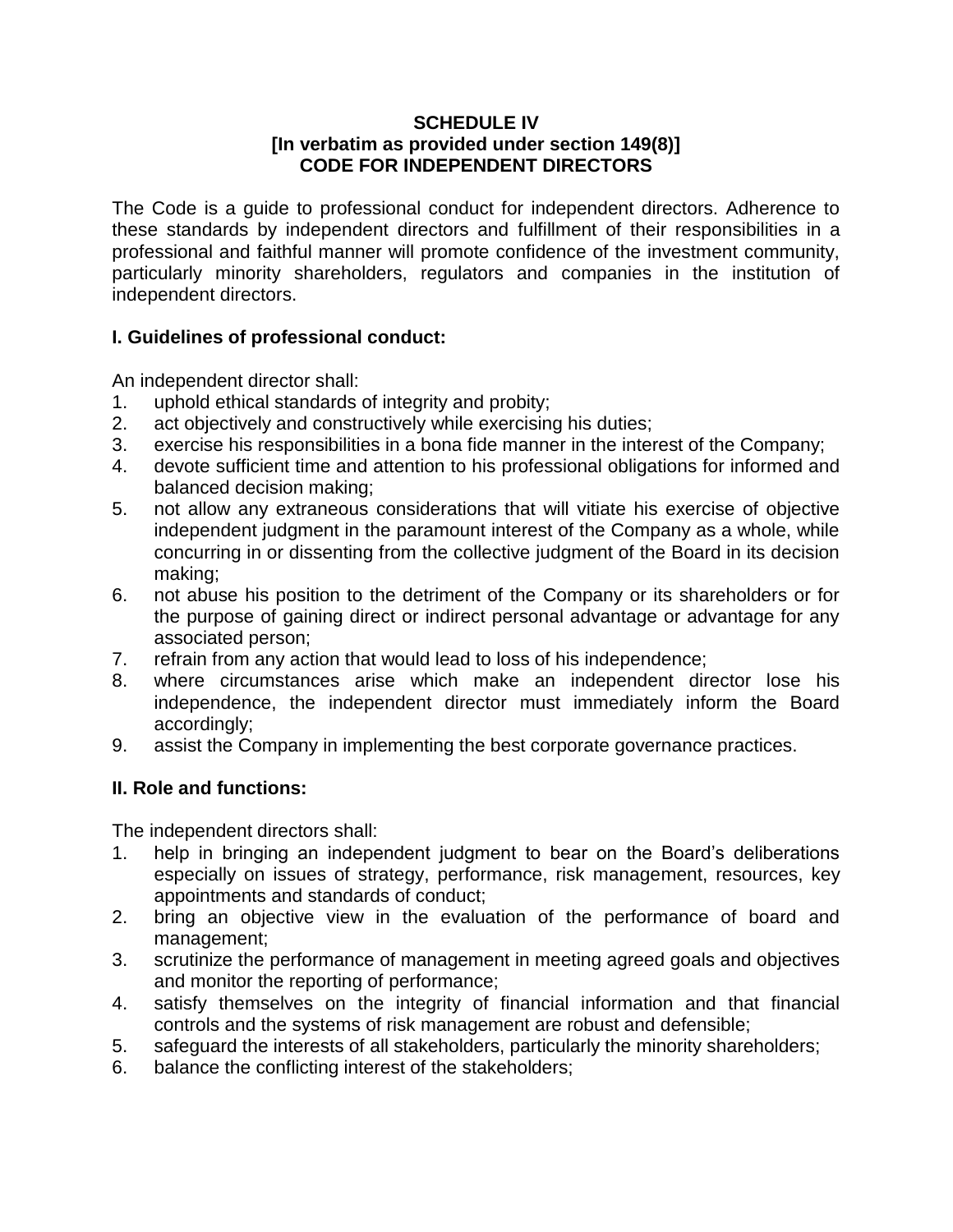**SCHEDULE IV**
**[In verbatim as provided under section 149(8)]**
**CODE FOR INDEPENDENT DIRECTORS**

The Code is a guide to professional conduct for independent directors. Adherence to these standards by independent directors and fulfillment of their responsibilities in a professional and faithful manner will promote confidence of the investment community, particularly minority shareholders, regulators and companies in the institution of independent directors.

**I. Guidelines of professional conduct:**

An independent director shall:

1. uphold ethical standards of integrity and probity;
2. act objectively and constructively while exercising his duties;
3. exercise his responsibilities in a bona fide manner in the interest of the Company;
4. devote sufficient time and attention to his professional obligations for informed and balanced decision making;
5. not allow any extraneous considerations that will vitiate his exercise of objective independent judgment in the paramount interest of the Company as a whole, while concurring in or dissenting from the collective judgment of the Board in its decision making;
6. not abuse his position to the detriment of the Company or its shareholders or for the purpose of gaining direct or indirect personal advantage or advantage for any associated person;
7. refrain from any action that would lead to loss of his independence;
8. where circumstances arise which make an independent director lose his independence, the independent director must immediately inform the Board accordingly;
9. assist the Company in implementing the best corporate governance practices.

**II. Role and functions:**

The independent directors shall:

1. help in bringing an independent judgment to bear on the Board's deliberations especially on issues of strategy, performance, risk management, resources, key appointments and standards of conduct;
2. bring an objective view in the evaluation of the performance of board and management;
3. scrutinize the performance of management in meeting agreed goals and objectives and monitor the reporting of performance;
4. satisfy themselves on the integrity of financial information and that financial controls and the systems of risk management are robust and defensible;
5. safeguard the interests of all stakeholders, particularly the minority shareholders;
6. balance the conflicting interest of the stakeholders;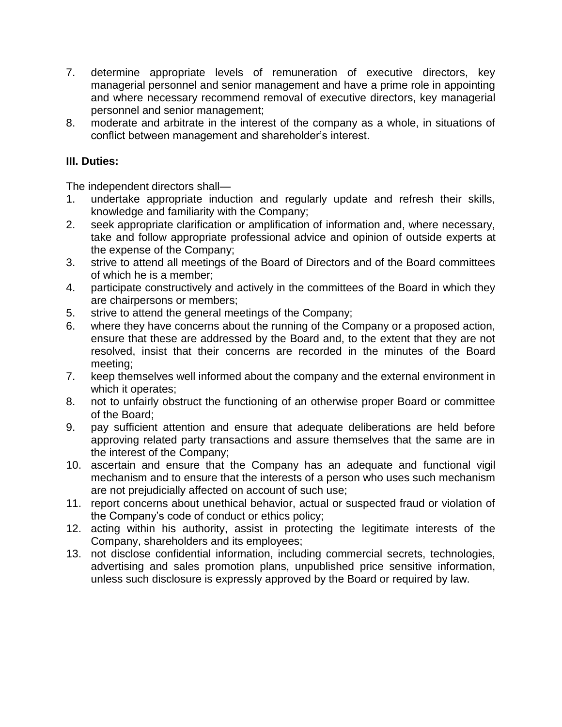7. determine appropriate levels of remuneration of executive directors, key managerial personnel and senior management and have a prime role in appointing and where necessary recommend removal of executive directors, key managerial personnel and senior management;
8. moderate and arbitrate in the interest of the company as a whole, in situations of conflict between management and shareholder's interest.

**III. Duties:**

The independent directors shall—

1. undertake appropriate induction and regularly update and refresh their skills, knowledge and familiarity with the Company;
2. seek appropriate clarification or amplification of information and, where necessary, take and follow appropriate professional advice and opinion of outside experts at the expense of the Company;
3. strive to attend all meetings of the Board of Directors and of the Board committees of which he is a member;
4. participate constructively and actively in the committees of the Board in which they are chairpersons or members;
5. strive to attend the general meetings of the Company;
6. where they have concerns about the running of the Company or a proposed action, ensure that these are addressed by the Board and, to the extent that they are not resolved, insist that their concerns are recorded in the minutes of the Board meeting;
7. keep themselves well informed about the company and the external environment in which it operates;
8. not to unfairly obstruct the functioning of an otherwise proper Board or committee of the Board;
9. pay sufficient attention and ensure that adequate deliberations are held before approving related party transactions and assure themselves that the same are in the interest of the Company;
10. ascertain and ensure that the Company has an adequate and functional vigil mechanism and to ensure that the interests of a person who uses such mechanism are not prejudicially affected on account of such use;
11. report concerns about unethical behavior, actual or suspected fraud or violation of the Company's code of conduct or ethics policy;
12. acting within his authority, assist in protecting the legitimate interests of the Company, shareholders and its employees;
13. not disclose confidential information, including commercial secrets, technologies, advertising and sales promotion plans, unpublished price sensitive information, unless such disclosure is expressly approved by the Board or required by law.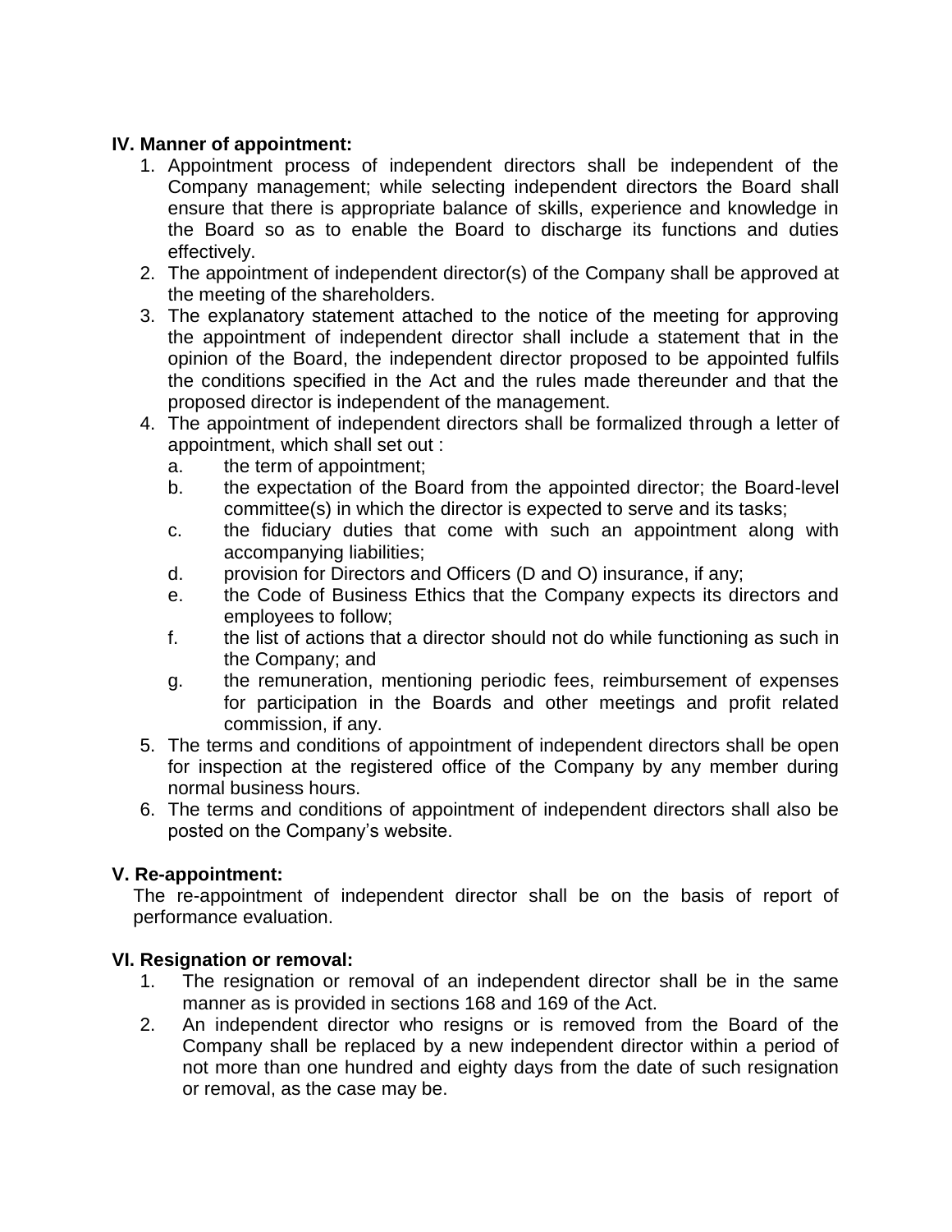**IV. Manner of appointment:**

1. Appointment process of independent directors shall be independent of the Company management; while selecting independent directors the Board shall ensure that there is appropriate balance of skills, experience and knowledge in the Board so as to enable the Board to discharge its functions and duties effectively.
2. The appointment of independent director(s) of the Company shall be approved at the meeting of the shareholders.
3. The explanatory statement attached to the notice of the meeting for approving the appointment of independent director shall include a statement that in the opinion of the Board, the independent director proposed to be appointed fulfils the conditions specified in the Act and the rules made thereunder and that the proposed director is independent of the management.
4. The appointment of independent directors shall be formalized through a letter of appointment, which shall set out :
   a. the term of appointment;
   b. the expectation of the Board from the appointed director; the Board-level committee(s) in which the director is expected to serve and its tasks;
   c. the fiduciary duties that come with such an appointment along with accompanying liabilities;
   d. provision for Directors and Officers (D and O) insurance, if any;
   e. the Code of Business Ethics that the Company expects its directors and employees to follow;
   f. the list of actions that a director should not do while functioning as such in the Company; and
   g. the remuneration, mentioning periodic fees, reimbursement of expenses for participation in the Boards and other meetings and profit related commission, if any.
5. The terms and conditions of appointment of independent directors shall be open for inspection at the registered office of the Company by any member during normal business hours.
6. The terms and conditions of appointment of independent directors shall also be posted on the Company's website.

**V. Re-appointment:**

The re-appointment of independent director shall be on the basis of report of performance evaluation.

**VI. Resignation or removal:**

1. The resignation or removal of an independent director shall be in the same manner as is provided in sections 168 and 169 of the Act.
2. An independent director who resigns or is removed from the Board of the Company shall be replaced by a new independent director within a period of not more than one hundred and eighty days from the date of such resignation or removal, as the case may be.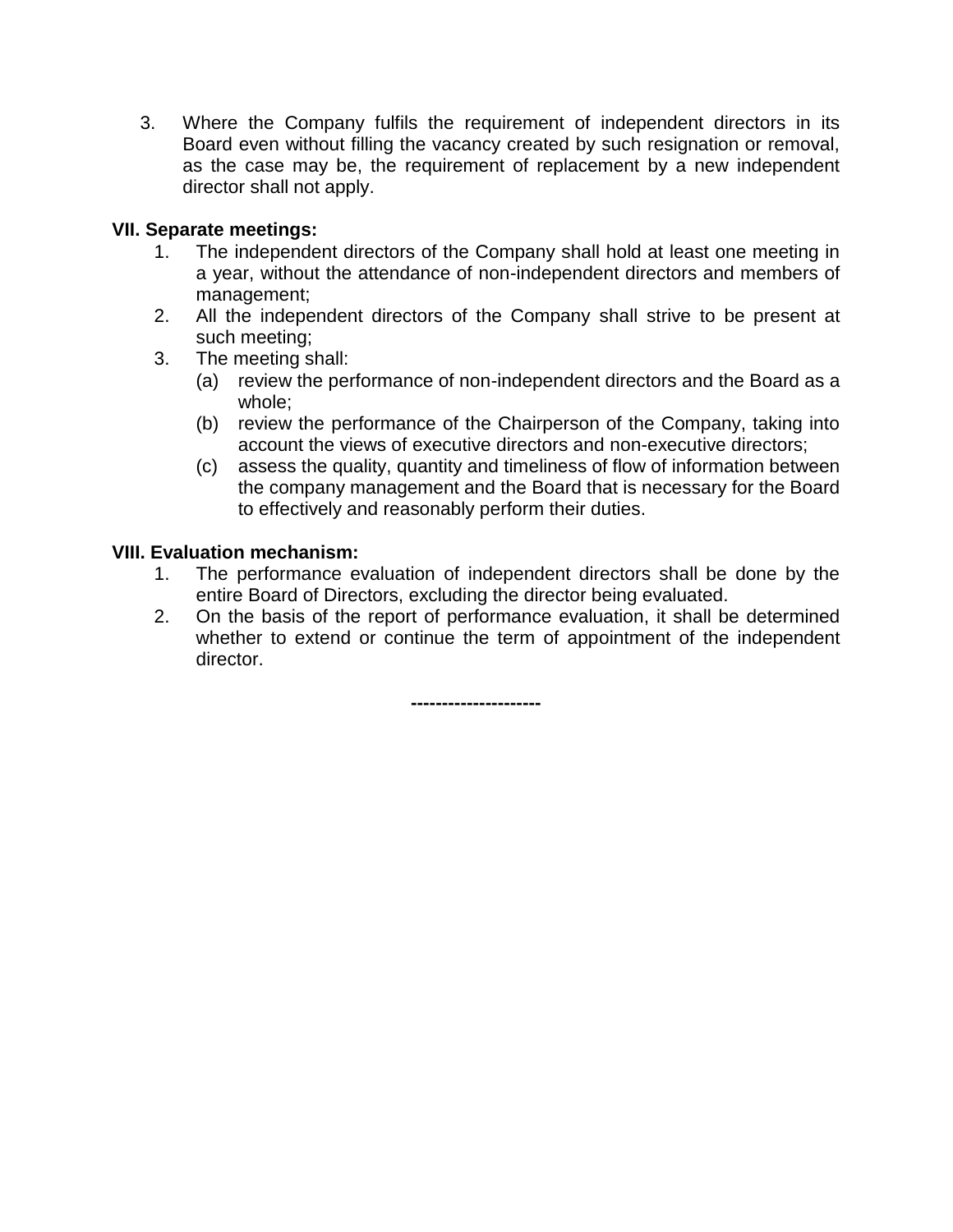3. Where the Company fulfils the requirement of independent directors in its Board even without filling the vacancy created by such resignation or removal, as the case may be, the requirement of replacement by a new independent director shall not apply.

**VII. Separate meetings:**

1. The independent directors of the Company shall hold at least one meeting in a year, without the attendance of non-independent directors and members of management;
2. All the independent directors of the Company shall strive to be present at such meeting;
3. The meeting shall:
   (a) review the performance of non-independent directors and the Board as a whole;
   (b) review the performance of the Chairperson of the Company, taking into account the views of executive directors and non-executive directors;
   (c) assess the quality, quantity and timeliness of flow of information between the company management and the Board that is necessary for the Board to effectively and reasonably perform their duties.

**VIII. Evaluation mechanism:**

1. The performance evaluation of independent directors shall be done by the entire Board of Directors, excluding the director being evaluated.
2. On the basis of the report of performance evaluation, it shall be determined whether to extend or continue the term of appointment of the independent director.

**---------------------**